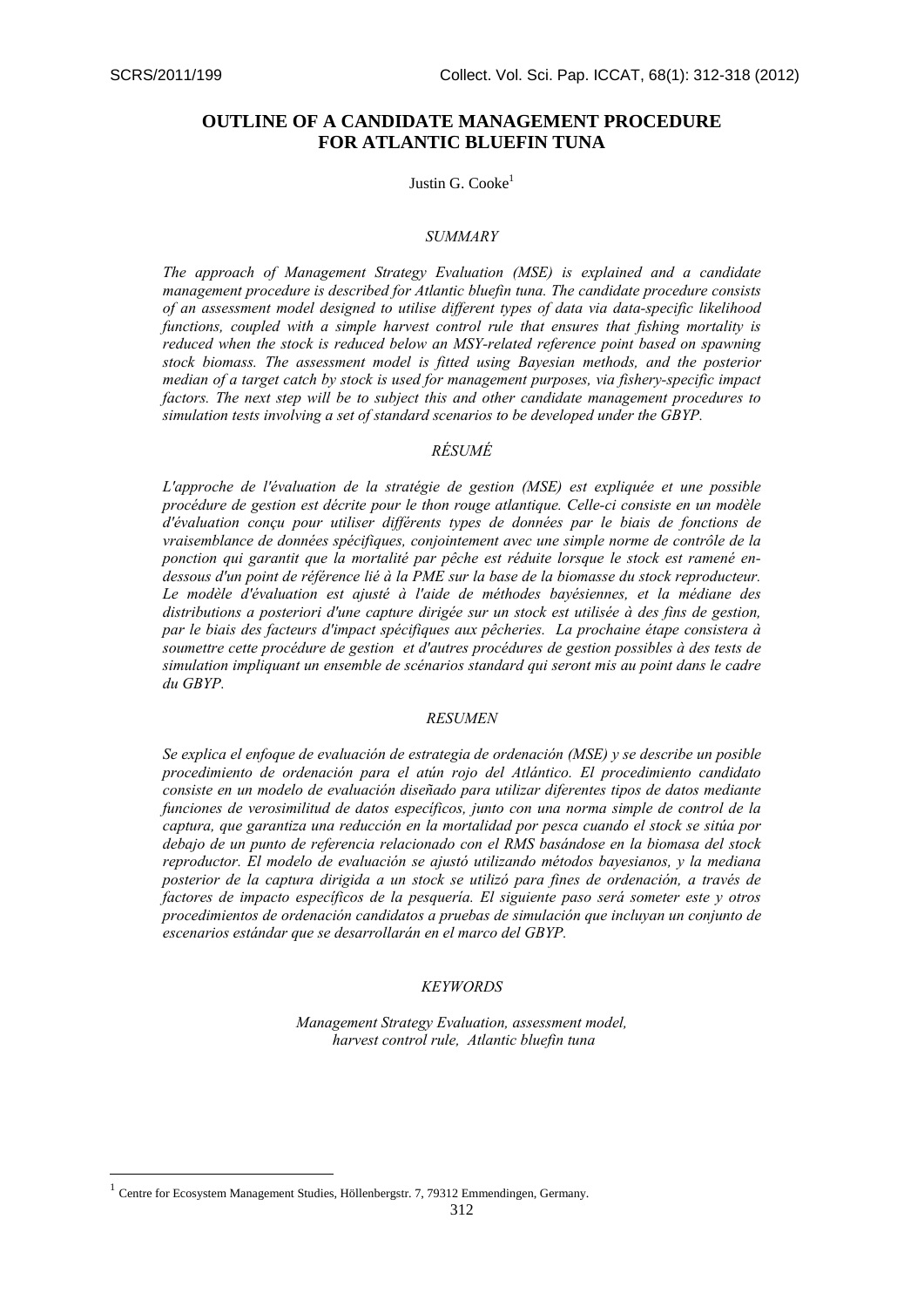# OUTLINE OF A CANDIDATE MANAGEMENT PROCEDURE FOR ATLANTIC BLUEFIN TUNA

Justin G. Cooke[1]

## SUMMARY

*The approach of Management Strategy Evaluation (MSE) is explained and a candidate management procedure is described for Atlantic bluefin tuna. The candidate procedure consists of an assessment model designed to utilise different types of data via data-specific likelihood functions, coupled with a simple harvest control rule that ensures that fishing mortality is reduced when the stock is reduced below an MSY-related reference point based on spawning stock biomass. The assessment model is fitted using Bayesian methods, and the posterior median of a target catch by stock is used for management purposes, via fishery-specific impact factors. The next step will be to subject this and other candidate management procedures to simulation tests involving a set of standard scenarios to be developed under the GBYP.*

## RÉSUMÉ

*L'approche de l'évaluation de la stratégie de gestion (MSE) est expliquée et une possible procédure de gestion est décrite pour le thon rouge atlantique. Celle-ci consiste en un modèle d'évaluation conçu pour utiliser différents types de données par le biais de fonctions de vraisemblance de données spécifiques, conjointement avec une simple norme de contrôle de la ponction qui garantit que la mortalité par pêche est réduite lorsque le stock est ramené en-dessous d'un point de référence lié à la PME sur la base de la biomasse du stock reproducteur. Le modèle d'évaluation est ajusté à l'aide de méthodes bayésiennes, et la médiane des distributions a posteriori d'une capture dirigée sur un stock est utilisée à des fins de gestion, par le biais des facteurs d'impact spécifiques aux pêcheries. La prochaine étape consistera à soumettre cette procédure de gestion et d'autres procédures de gestion possibles à des tests de simulation impliquant un ensemble de scénarios standard qui seront mis au point dans le cadre du GBYP.*

## RESUMEN

*Se explica el enfoque de evaluación de estrategia de ordenación (MSE) y se describe un posible procedimiento de ordenación para el atún rojo del Atlántico. El procedimiento candidato consiste en un modelo de evaluación diseñado para utilizar diferentes tipos de datos mediante funciones de verosimilitud de datos específicos, junto con una norma simple de control de la captura, que garantiza una reducción en la mortalidad por pesca cuando el stock se sitúa por debajo de un punto de referencia relacionado con el RMS basándose en la biomasa del stock reproductor. El modelo de evaluación se ajustó utilizando métodos bayesianos, y la mediana posterior de la captura dirigida a un stock se utilizó para fines de ordenación, a través de factores de impacto específicos de la pesquería. El siguiente paso será someter este y otros procedimientos de ordenación candidatos a pruebas de simulación que incluyan un conjunto de escenarios estándar que se desarrollarán en el marco del GBYP.*

## KEYWORDS

*Management Strategy Evaluation, assessment model, harvest control rule, Atlantic bluefin tuna*

---

[1] Centre for Ecosystem Management Studies, Höllenbergstr. 7, 79312 Emmendingen, Germany.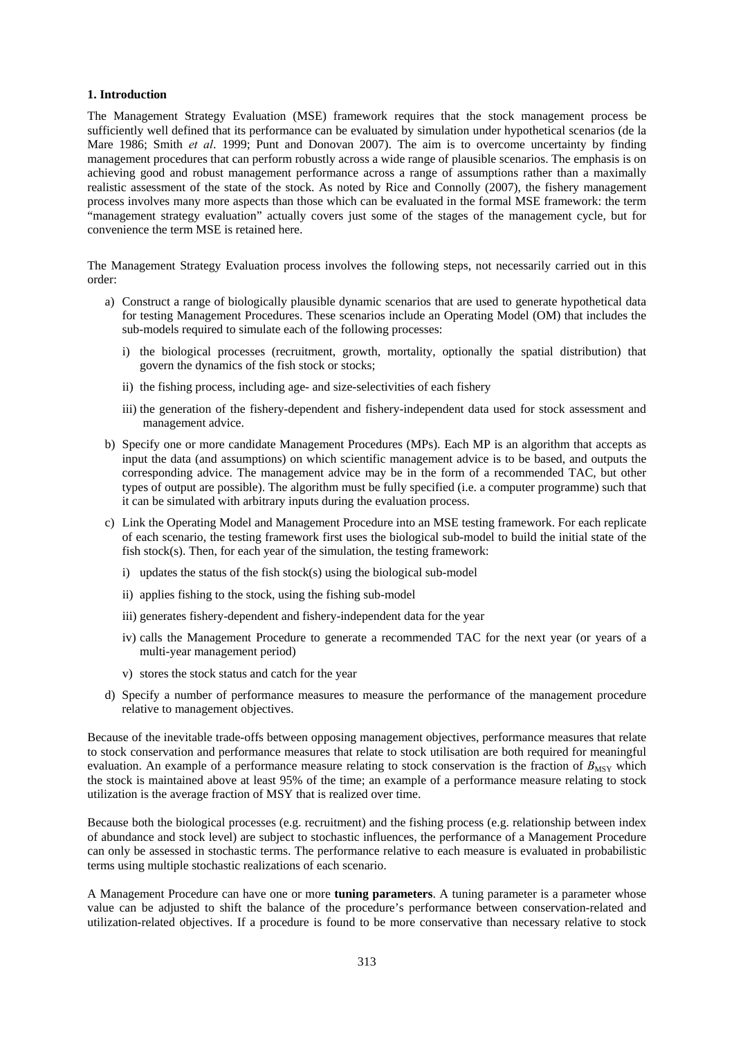### 1. Introduction

The Management Strategy Evaluation (MSE) framework requires that the stock management process be sufficiently well defined that its performance can be evaluated by simulation under hypothetical scenarios (de la Mare 1986; Smith *et al*. 1999; Punt and Donovan 2007). The aim is to overcome uncertainty by finding management procedures that can perform robustly across a wide range of plausible scenarios. The emphasis is on achieving good and robust management performance across a range of assumptions rather than a maximally realistic assessment of the state of the stock. As noted by Rice and Connolly (2007), the fishery management process involves many more aspects than those which can be evaluated in the formal MSE framework: the term "management strategy evaluation" actually covers just some of the stages of the management cycle, but for convenience the term MSE is retained here.

The Management Strategy Evaluation process involves the following steps, not necessarily carried out in this order:

a) Construct a range of biologically plausible dynamic scenarios that are used to generate hypothetical data for testing Management Procedures. These scenarios include an Operating Model (OM) that includes the sub-models required to simulate each of the following processes:
   i) the biological processes (recruitment, growth, mortality, optionally the spatial distribution) that govern the dynamics of the fish stock or stocks;
   ii) the fishing process, including age- and size-selectivities of each fishery
   iii) the generation of the fishery-dependent and fishery-independent data used for stock assessment and management advice.
b) Specify one or more candidate Management Procedures (MPs). Each MP is an algorithm that accepts as input the data (and assumptions) on which scientific management advice is to be based, and outputs the corresponding advice. The management advice may be in the form of a recommended TAC, but other types of output are possible). The algorithm must be fully specified (i.e. a computer programme) such that it can be simulated with arbitrary inputs during the evaluation process.
c) Link the Operating Model and Management Procedure into an MSE testing framework. For each replicate of each scenario, the testing framework first uses the biological sub-model to build the initial state of the fish stock(s). Then, for each year of the simulation, the testing framework:
   i) updates the status of the fish stock(s) using the biological sub-model
   ii) applies fishing to the stock, using the fishing sub-model
   iii) generates fishery-dependent and fishery-independent data for the year
   iv) calls the Management Procedure to generate a recommended TAC for the next year (or years of a multi-year management period)
   v) stores the stock status and catch for the year
d) Specify a number of performance measures to measure the performance of the management procedure relative to management objectives.

Because of the inevitable trade-offs between opposing management objectives, performance measures that relate to stock conservation and performance measures that relate to stock utilisation are both required for meaningful evaluation. An example of a performance measure relating to stock conservation is the fraction of $B_{MSY}$ which the stock is maintained above at least 95% of the time; an example of a performance measure relating to stock utilization is the average fraction of MSY that is realized over time.

Because both the biological processes (e.g. recruitment) and the fishing process (e.g. relationship between index of abundance and stock level) are subject to stochastic influences, the performance of a Management Procedure can only be assessed in stochastic terms. The performance relative to each measure is evaluated in probabilistic terms using multiple stochastic realizations of each scenario.

A Management Procedure can have one or more **tuning parameters**. A tuning parameter is a parameter whose value can be adjusted to shift the balance of the procedure's performance between conservation-related and utilization-related objectives. If a procedure is found to be more conservative than necessary relative to stock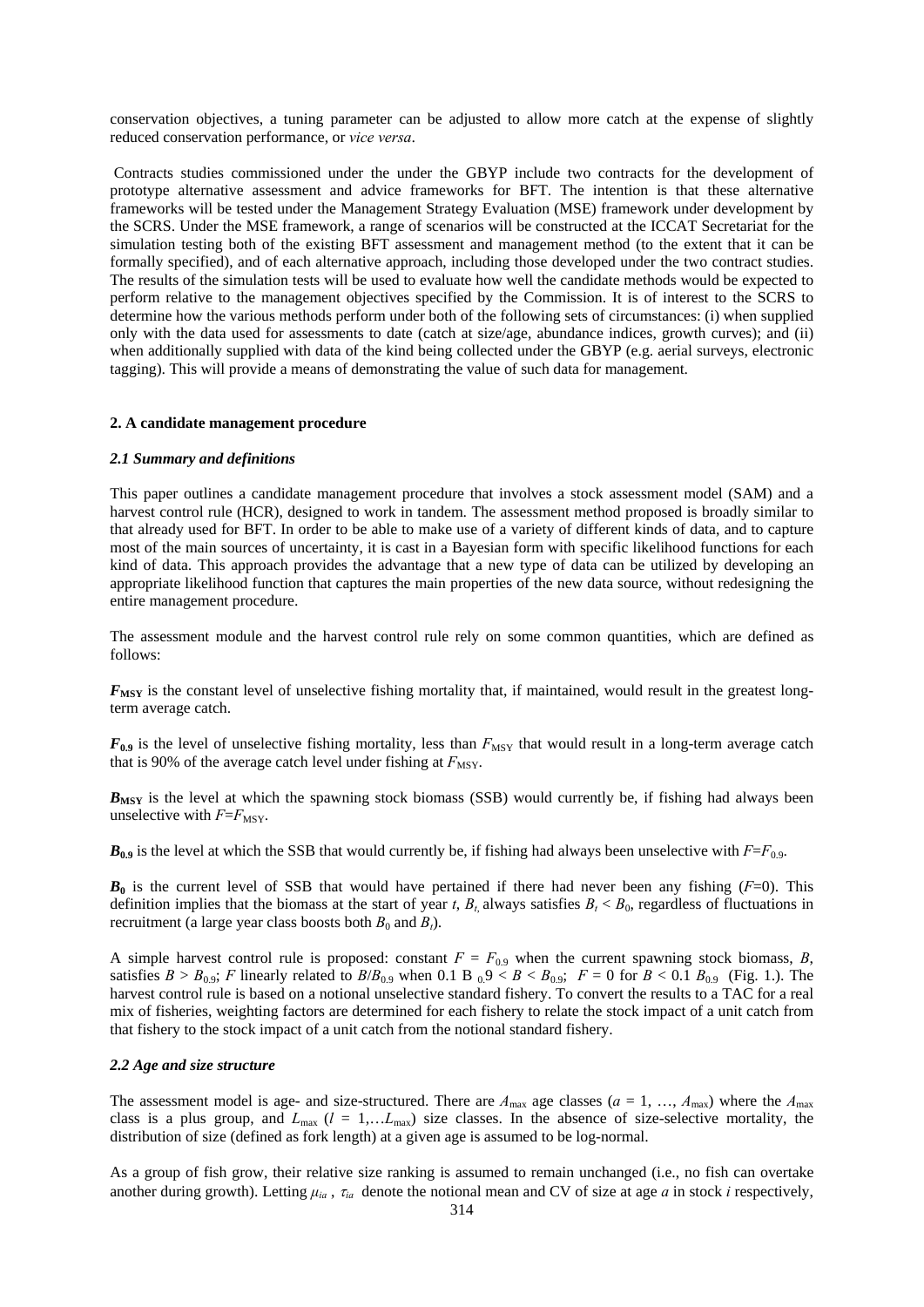conservation objectives, a tuning parameter can be adjusted to allow more catch at the expense of slightly reduced conservation performance, or *vice versa*.

Contracts studies commissioned under the under the GBYP include two contracts for the development of prototype alternative assessment and advice frameworks for BFT. The intention is that these alternative frameworks will be tested under the Management Strategy Evaluation (MSE) framework under development by the SCRS. Under the MSE framework, a range of scenarios will be constructed at the ICCAT Secretariat for the simulation testing both of the existing BFT assessment and management method (to the extent that it can be formally specified), and of each alternative approach, including those developed under the two contract studies. The results of the simulation tests will be used to evaluate how well the candidate methods would be expected to perform relative to the management objectives specified by the Commission. It is of interest to the SCRS to determine how the various methods perform under both of the following sets of circumstances: (i) when supplied only with the data used for assessments to date (catch at size/age, abundance indices, growth curves); and (ii) when additionally supplied with data of the kind being collected under the GBYP (e.g. aerial surveys, electronic tagging). This will provide a means of demonstrating the value of such data for management.

## 2. A candidate management procedure

### *2.1 Summary and definitions*

This paper outlines a candidate management procedure that involves a stock assessment model (SAM) and a harvest control rule (HCR), designed to work in tandem. The assessment method proposed is broadly similar to that already used for BFT. In order to be able to make use of a variety of different kinds of data, and to capture most of the main sources of uncertainty, it is cast in a Bayesian form with specific likelihood functions for each kind of data. This approach provides the advantage that a new type of data can be utilized by developing an appropriate likelihood function that captures the main properties of the new data source, without redesigning the entire management procedure.

The assessment module and the harvest control rule rely on some common quantities, which are defined as follows:

$\boldsymbol{F_{MSY}}$ is the constant level of unselective fishing mortality that, if maintained, would result in the greatest long-term average catch.

$\boldsymbol{F_{0.9}}$ is the level of unselective fishing mortality, less than $F_{MSY}$ that would result in a long-term average catch that is 90% of the average catch level under fishing at $F_{MSY}$.

$\boldsymbol{B_{MSY}}$ is the level at which the spawning stock biomass (SSB) would currently be, if fishing had always been unselective with $F$=$F_{MSY}$.

$\boldsymbol{B_{0.9}}$ is the level at which the SSB that would currently be, if fishing had always been unselective with $F$=$F_{0.9}$.

$\boldsymbol{B_0}$ is the current level of SSB that would have pertained if there had never been any fishing ($F$=0). This definition implies that the biomass at the start of year $t$, $B_t$, always satisfies $B_t < B_0$, regardless of fluctuations in recruitment (a large year class boosts both $B_0$ and $B_t$).

A simple harvest control rule is proposed: constant $F = F_{0.9}$ when the current spawning stock biomass, $B$, satisfies $B > B_{0.9}$; $F$ linearly related to $B/B_{0.9}$ when $0.1 B_{0.9} < B < B_{0.9}$; $F = 0$ for $B < 0.1 B_{0.9}$ (Fig. 1.). The harvest control rule is based on a notional unselective standard fishery. To convert the results to a TAC for a real mix of fisheries, weighting factors are determined for each fishery to relate the stock impact of a unit catch from that fishery to the stock impact of a unit catch from the notional standard fishery.

### *2.2 Age and size structure*

The assessment model is age- and size-structured. There are $A_{max}$ age classes ($a$ = 1, …, $A_{max}$) where the $A_{max}$ class is a plus group, and $L_{max}$ ($l$ = 1,…$L_{max}$) size classes. In the absence of size-selective mortality, the distribution of size (defined as fork length) at a given age is assumed to be log-normal.

As a group of fish grow, their relative size ranking is assumed to remain unchanged (i.e., no fish can overtake another during growth). Letting $\mu_{ia}$ , $\tau_{ia}$ denote the notional mean and CV of size at age $a$ in stock $i$ respectively,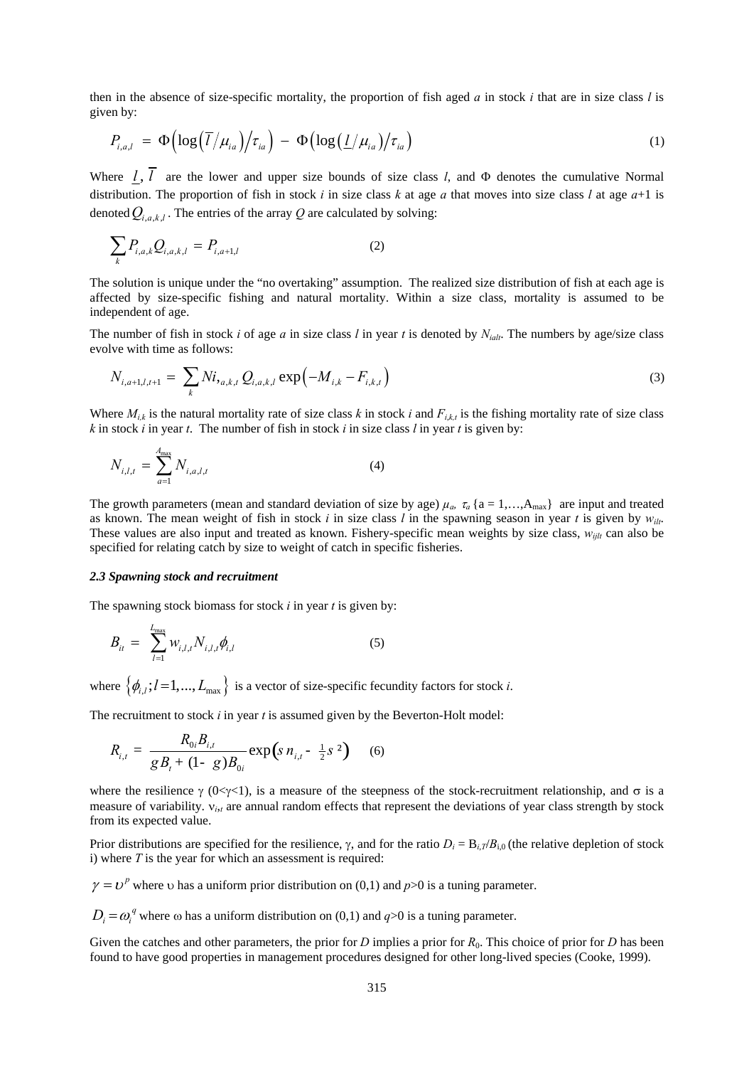then in the absence of size-specific mortality, the proportion of fish aged $a$ in stock $i$ that are in size class $l$ is given by:

$$P_{i,a,l} = \Phi\left(\log\left(\overline{l}/\mu_{ia}\right)/\tau_{ia}\right) - \Phi\left(\log\left(\underline{l}/\mu_{ia}\right)/\tau_{ia}\right) \tag{1}$$

Where $\underline{l}$, $\overline{l}$ are the lower and upper size bounds of size class $l$, and $\Phi$ denotes the cumulative Normal distribution. The proportion of fish in stock $i$ in size class $k$ at age $a$ that moves into size class $l$ at age $a$+1 is denoted $Q_{i,a,k,l}$. The entries of the array $Q$ are calculated by solving:

$$\sum_k P_{i,a,k} Q_{i,a,k,l} = P_{i,a+1,l} \tag{2}$$

The solution is unique under the "no overtaking" assumption. The realized size distribution of fish at each age is affected by size-specific fishing and natural mortality. Within a size class, mortality is assumed to be independent of age.

The number of fish in stock $i$ of age $a$ in size class $l$ in year $t$ is denoted by $N_{ialt}$. The numbers by age/size class evolve with time as follows:

$$N_{i,a+1,l,t+1} = \sum_k Ni,_{a,k,t}\, Q_{i,a,k,l} \exp\left(-M_{i,k} - F_{i,k,t}\right) \tag{3}$$

Where $M_{i,k}$ is the natural mortality rate of size class $k$ in stock $i$ and $F_{i,k,t}$ is the fishing mortality rate of size class $k$ in stock $i$ in year $t$. The number of fish in stock $i$ in size class $l$ in year $t$ is given by:

$$N_{i,l,t} = \sum_{a=1}^{A_{\max}} N_{i,a,l,t} \tag{4}$$

The growth parameters (mean and standard deviation of size by age) $\mu_a$, $\tau_a$ $\{a = 1,\ldots,A_{\max}\}$ are input and treated as known. The mean weight of fish in stock $i$ in size class $l$ in the spawning season in year $t$ is given by $w_{ilt}$. These values are also input and treated as known. Fishery-specific mean weights by size class, $w_{ijlt}$ can also be specified for relating catch by size to weight of catch in specific fisheries.

### *2.3 Spawning stock and recruitment*

The spawning stock biomass for stock $i$ in year $t$ is given by:

$$B_{it} = \sum_{l=1}^{L_{\max}} w_{i,l,t} N_{i,l,t} \phi_{i,l} \tag{5}$$

where $\left\{\phi_{i,l}; l=1,\ldots,L_{\max}\right\}$ is a vector of size-specific fecundity factors for stock $i$.

The recruitment to stock $i$ in year $t$ is assumed given by the Beverton-Holt model:

$$R_{i,t} = \frac{R_{0i} B_{i,t}}{\gamma B_t + (1-\gamma) B_{0i}} \exp\left(\sigma \nu_{i,t} - \tfrac{1}{2}\sigma^2\right) \tag{6}$$

where the resilience $\gamma$ ($0<\gamma<1$), is a measure of the steepness of the stock-recruitment relationship, and $\sigma$ is a measure of variability. $\nu_{i,t}$ are annual random effects that represent the deviations of year class strength by stock from its expected value.

Prior distributions are specified for the resilience, $\gamma$, and for the ratio $D_i = B_{i,T}/B_{i,0}$ (the relative depletion of stock i) where $T$ is the year for which an assessment is required:

$\gamma = \upsilon^p$ where $\upsilon$ has a uniform prior distribution on (0,1) and $p$>0 is a tuning parameter.

$D_i = \omega_i^q$ where $\omega$ has a uniform distribution on (0,1) and $q$>0 is a tuning parameter.

Given the catches and other parameters, the prior for $D$ implies a prior for $R_0$. This choice of prior for $D$ has been found to have good properties in management procedures designed for other long-lived species (Cooke, 1999).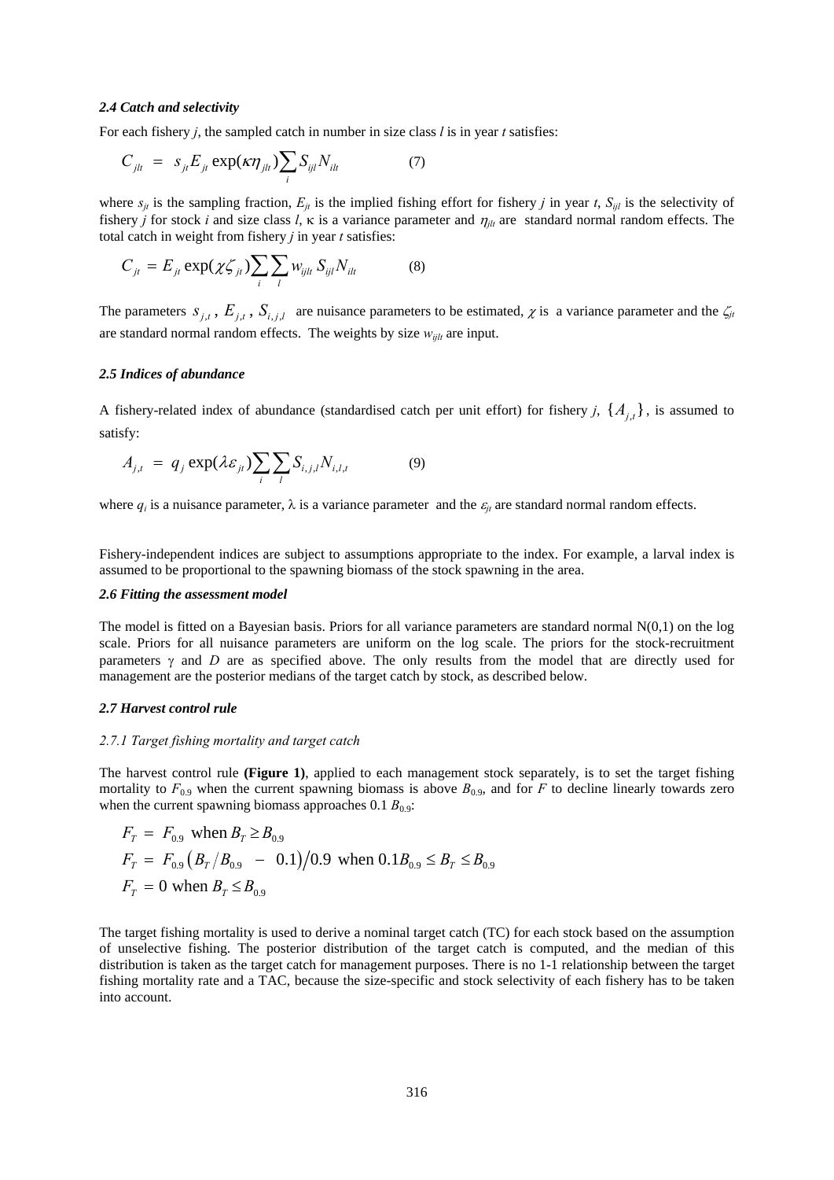### 2.4 Catch and selectivity

For each fishery $j$, the sampled catch in number in size class $l$ is in year $t$ satisfies:

$$C_{jlt} \;=\; s_{jt} E_{jt} \exp(\kappa \eta_{jlt}) \sum_i S_{ijl} N_{ilt} \qquad (7)$$

where $s_{jt}$ is the sampling fraction, $E_{jt}$ is the implied fishing effort for fishery $j$ in year $t$, $S_{ijl}$ is the selectivity of fishery $j$ for stock $i$ and size class $l$, $\kappa$ is a variance parameter and $\eta_{jlt}$ are standard normal random effects. The total catch in weight from fishery $j$ in year $t$ satisfies:

$$C_{jt} \;=\; E_{jt} \exp(\chi \zeta_{jt}) \sum_i \sum_l w_{ijlt} \, S_{ijl} N_{ilt} \qquad (8)$$

The parameters $s_{j,t}$ , $E_{j,t}$ , $S_{i,j,l}$ are nuisance parameters to be estimated, $\chi$ is a variance parameter and the $\zeta_{jt}$ are standard normal random effects. The weights by size $w_{ijlt}$ are input.

### 2.5 Indices of abundance

A fishery-related index of abundance (standardised catch per unit effort) for fishery $j$, $\{A_{j,t}\}$, is assumed to satisfy:

$$A_{j,t} \;=\; q_j \exp(\lambda \varepsilon_{jt}) \sum_i \sum_l S_{i,j,l} N_{i,l,t} \qquad (9)$$

where $q_i$ is a nuisance parameter, $\lambda$ is a variance parameter and the $\varepsilon_{jt}$ are standard normal random effects.

Fishery-independent indices are subject to assumptions appropriate to the index. For example, a larval index is assumed to be proportional to the spawning biomass of the stock spawning in the area.

### 2.6 Fitting the assessment model

The model is fitted on a Bayesian basis. Priors for all variance parameters are standard normal N(0,1) on the log scale. Priors for all nuisance parameters are uniform on the log scale. The priors for the stock-recruitment parameters $\gamma$ and $D$ are as specified above. The only results from the model that are directly used for management are the posterior medians of the target catch by stock, as described below.

### 2.7 Harvest control rule

#### 2.7.1 Target fishing mortality and target catch

The harvest control rule **(Figure 1)**, applied to each management stock separately, is to set the target fishing mortality to $F_{0.9}$ when the current spawning biomass is above $B_{0.9}$, and for $F$ to decline linearly towards zero when the current spawning biomass approaches 0.1 $B_{0.9}$:

$$\begin{aligned}
F_T \;&=\; F_{0.9} \;\text{ when } B_T \geq B_{0.9} \\
F_T \;&=\; F_{0.9}\left(B_T/B_{0.9} \;-\; 0.1\right)/0.9 \;\text{ when } 0.1B_{0.9} \leq B_T \leq B_{0.9} \\
F_T \;&=\; 0 \;\text{ when } B_T \leq B_{0.9}
\end{aligned}$$

The target fishing mortality is used to derive a nominal target catch (TC) for each stock based on the assumption of unselective fishing. The posterior distribution of the target catch is computed, and the median of this distribution is taken as the target catch for management purposes. There is no 1-1 relationship between the target fishing mortality rate and a TAC, because the size-specific and stock selectivity of each fishery has to be taken into account.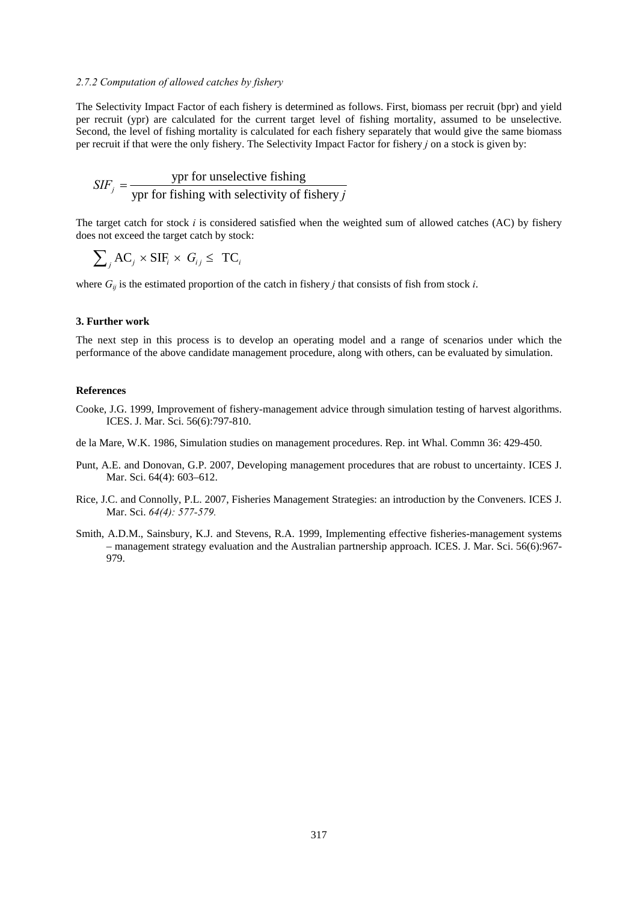#### *2.7.2 Computation of allowed catches by fishery*

The Selectivity Impact Factor of each fishery is determined as follows. First, biomass per recruit (bpr) and yield per recruit (ypr) are calculated for the current target level of fishing mortality, assumed to be unselective. Second, the level of fishing mortality is calculated for each fishery separately that would give the same biomass per recruit if that were the only fishery. The Selectivity Impact Factor for fishery *j* on a stock is given by:

$$SIF_j = \frac{\text{ypr for unselective fishing}}{\text{ypr for fishing with selectivity of fishery } j}$$

The target catch for stock *i* is considered satisfied when the weighted sum of allowed catches (AC) by fishery does not exceed the target catch by stock:

$$\sum_j \text{AC}_j \times \text{SIF}_i \times G_{ij} \leq \text{TC}_i$$

where $G_{ij}$ is the estimated proportion of the catch in fishery *j* that consists of fish from stock *i*.

### 3. Further work

The next step in this process is to develop an operating model and a range of scenarios under which the performance of the above candidate management procedure, along with others, can be evaluated by simulation.

### References

Cooke, J.G. 1999, Improvement of fishery-management advice through simulation testing of harvest algorithms. ICES. J. Mar. Sci. 56(6):797-810.

de la Mare, W.K. 1986, Simulation studies on management procedures. Rep. int Whal. Commn 36: 429-450.

Punt, A.E. and Donovan, G.P. 2007, Developing management procedures that are robust to uncertainty. ICES J. Mar. Sci. 64(4): 603–612.

Rice, J.C. and Connolly, P.L. 2007, Fisheries Management Strategies: an introduction by the Conveners. ICES J. Mar. Sci. *64(4): 577-579.*

Smith, A.D.M., Sainsbury, K.J. and Stevens, R.A. 1999, Implementing effective fisheries-management systems – management strategy evaluation and the Australian partnership approach. ICES. J. Mar. Sci. 56(6):967-979.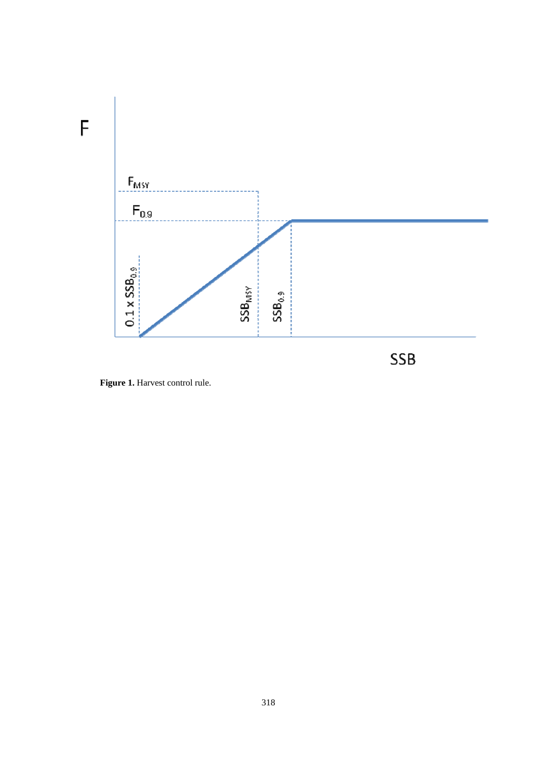F

$F_{MSY}$

$F_{0.9}$

$0.1 \times SSB_{0.9}$

$SSB_{MSY}$

$SSB_{0.9}$

SSB

**Figure 1.** Harvest control rule.